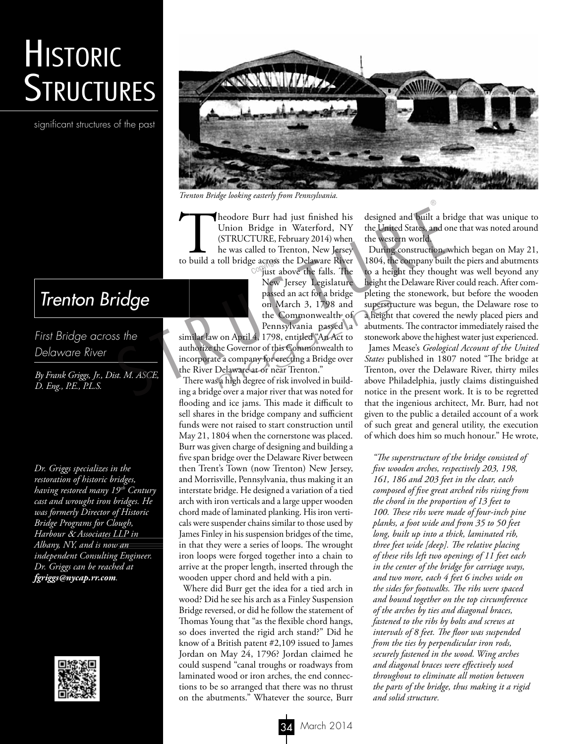# Historic Structures

significant structures of the past

## Trenton Bridge

*First Bridge across the Delaware River*

*By Frank Griggs, Jr., Dist. M. ASCE, D. Eng., P.E., P.L.S.*

*Dr. Griggs specializes in the restoration of historic bridges, having restored many 19th Century cast and wrought iron bridges. He was formerly Director of Historic Bridge Programs for Clough, Harbour & Associates LLP in Albany, NY, and is now an independent Consulting Engineer. Dr. Griggs can be reached at **fgriggs@nycap.rr.com**.*

*Trenton Bridge looking easterly from Pennsylvania.*

Theodore Burr had just finished his Union Bridge in Waterford, NY (STRUCTURE, February 2014) when he was called to Trenton, New Jersey to build a toll bridge across the Delaware River just above the falls. The New Jersey Legislature passed an act for a bridge on March 3, 1798 and the Commonwealth of Pennsylvania passed a similar law on April 4, 1798, entitled "An Act to authorize the Governor of this Commonwealth to incorporate a company for erecting a Bridge over the River Delaware at or near Trenton."

There was a high degree of risk involved in building a bridge over a major river that was noted for flooding and ice jams. This made it difficult to sell shares in the bridge company and sufficient funds were not raised to start construction until May 21, 1804 when the cornerstone was placed. Burr was given charge of designing and building a five span bridge over the Delaware River between then Trent's Town (now Trenton) New Jersey, and Morrisville, Pennsylvania, thus making it an interstate bridge. He designed a variation of a tied arch with iron verticals and a large upper wooden chord made of laminated planking. His iron verticals were suspender chains similar to those used by James Finley in his suspension bridges of the time, in that they were a series of loops. The wrought iron loops were forged together into a chain to arrive at the proper length, inserted through the wooden upper chord and held with a pin.

Where did Burr get the idea for a tied arch in wood? Did he see his arch as a Finley Suspension Bridge reversed, or did he follow the statement of Thomas Young that "as the flexible chord hangs, so does inverted the rigid arch stand?" Did he know of a British patent #2,109 issued to James Jordan on May 24, 1796? Jordan claimed he could suspend "canal troughs or roadways from laminated wood or iron arches, the end connections to be so arranged that there was no thrust on the abutments." Whatever the source, Burr designed and built a bridge that was unique to the United States, and one that was noted around the western world.

During construction, which began on May 21, 1804, the company built the piers and abutments to a height they thought was well beyond any height the Delaware River could reach. After completing the stonework, but before the wooden superstructure was begun, the Delaware rose to a height that covered the newly placed piers and abutments. The contractor immediately raised the stonework above the highest water just experienced.

James Mease's *Geological Account of the United States* published in 1807 noted "The bridge at Trenton, over the Delaware River, thirty miles above Philadelphia, justly claims distinguished notice in the present work. It is to be regretted that the ingenious architect, Mr. Burr, had not given to the public a detailed account of a work of such great and general utility, the execution of which does him so much honour." He wrote,

> *"The superstructure of the bridge consisted of five wooden arches, respectively 203, 198, 161, 186 and 203 feet in the clear, each composed of five great arched ribs rising from the chord in the proportion of 13 feet to 100. These ribs were made of four-inch pine planks, a foot wide and from 35 to 50 feet long, built up into a thick, laminated rib, three feet wide [deep]. The relative placing of these ribs left two openings of 11 feet each in the center of the bridge for carriage ways, and two more, each 4 feet 6 inches wide on the sides for footwalks. The ribs were spaced and bound together on the top circumference of the arches by ties and diagonal braces, fastened to the ribs by bolts and screws at intervals of 8 feet. The floor was suspended from the ties by perpendicular iron rods, securely fastened in the wood. Wing arches and diagonal braces were effectively used throughout to eliminate all motion between the parts of the bridge, thus making it a rigid and solid structure.*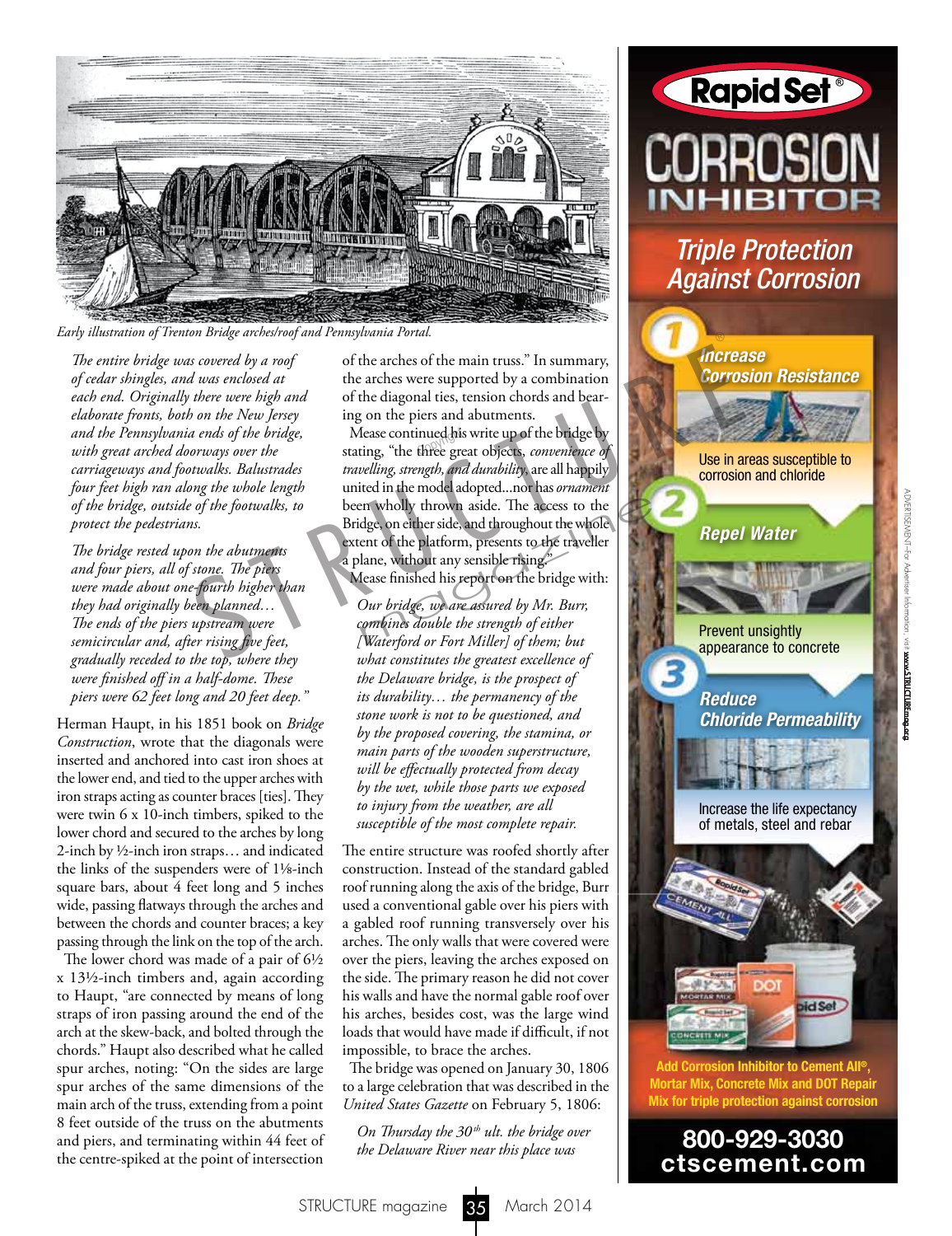Early illustration of Trenton Bridge arches/roof and Pennsylvania Portal.

*The entire bridge was covered by a roof of cedar shingles, and was enclosed at each end. Originally there were high and elaborate fronts, both on the New Jersey and the Pennsylvania ends of the bridge, with great arched doorways over the carriageways and footwalks. Balustrades four feet high ran along the whole length of the bridge, outside of the footwalks, to protect the pedestrians.*

*The bridge rested upon the abutments and four piers, all of stone. The piers were made about one-fourth higher than they had originally been planned… The ends of the piers upstream were semicircular and, after rising five feet, gradually receded to the top, where they were finished off in a half-dome. These piers were 62 feet long and 20 feet deep."*

Herman Haupt, in his 1851 book on *Bridge Construction*, wrote that the diagonals were inserted and anchored into cast iron shoes at the lower end, and tied to the upper arches with iron straps acting as counter braces [ties]. They were twin 6 x 10-inch timbers, spiked to the lower chord and secured to the arches by long 2-inch by ½-inch iron straps… and indicated the links of the suspenders were of 1⅛-inch square bars, about 4 feet long and 5 inches wide, passing flatways through the arches and between the chords and counter braces; a key passing through the link on the top of the arch.

The lower chord was made of a pair of 6½ x 13½-inch timbers and, again according to Haupt, "are connected by means of long straps of iron passing around the end of the arch at the skew-back, and bolted through the chords." Haupt also described what he called spur arches, noting: "On the sides are large spur arches of the same dimensions of the main arch of the truss, extending from a point 8 feet outside of the truss on the abutments and piers, and terminating within 44 feet of the centre-spiked at the point of intersection of the arches of the main truss." In summary, the arches were supported by a combination of the diagonal ties, tension chords and bearing on the piers and abutments.

Mease continued his write up of the bridge by stating, "the three great objects, *convenience of travelling, strength, and durability*, are all happily united in the model adopted...nor has *ornament* been wholly thrown aside. The access to the Bridge, on either side, and throughout the whole extent of the platform, presents to the traveller a plane, without any sensible rising."

Mease finished his report on the bridge with:

*Our bridge, we are assured by Mr. Burr, combines double the strength of either [Waterford or Fort Miller] of them; but what constitutes the greatest excellence of the Delaware bridge, is the prospect of its durability… the permanency of the stone work is not to be questioned, and by the proposed covering, the stamina, or main parts of the wooden superstructure, will be effectually protected from decay by the wet, while those parts we exposed to injury from the weather, are all susceptible of the most complete repair.*

The entire structure was roofed shortly after construction. Instead of the standard gabled roof running along the axis of the bridge, Burr used a conventional gable over his piers with a gabled roof running transversely over his arches. The only walls that were covered were over the piers, leaving the arches exposed on the side. The primary reason he did not cover his walls and have the normal gable roof over his arches, besides cost, was the large wind loads that would have made if difficult, if not impossible, to brace the arches.

The bridge was opened on January 30, 1806 to a large celebration that was described in the *United States Gazette* on February 5, 1806:

*On Thursday the 30th ult. the bridge over the Delaware River near this place was*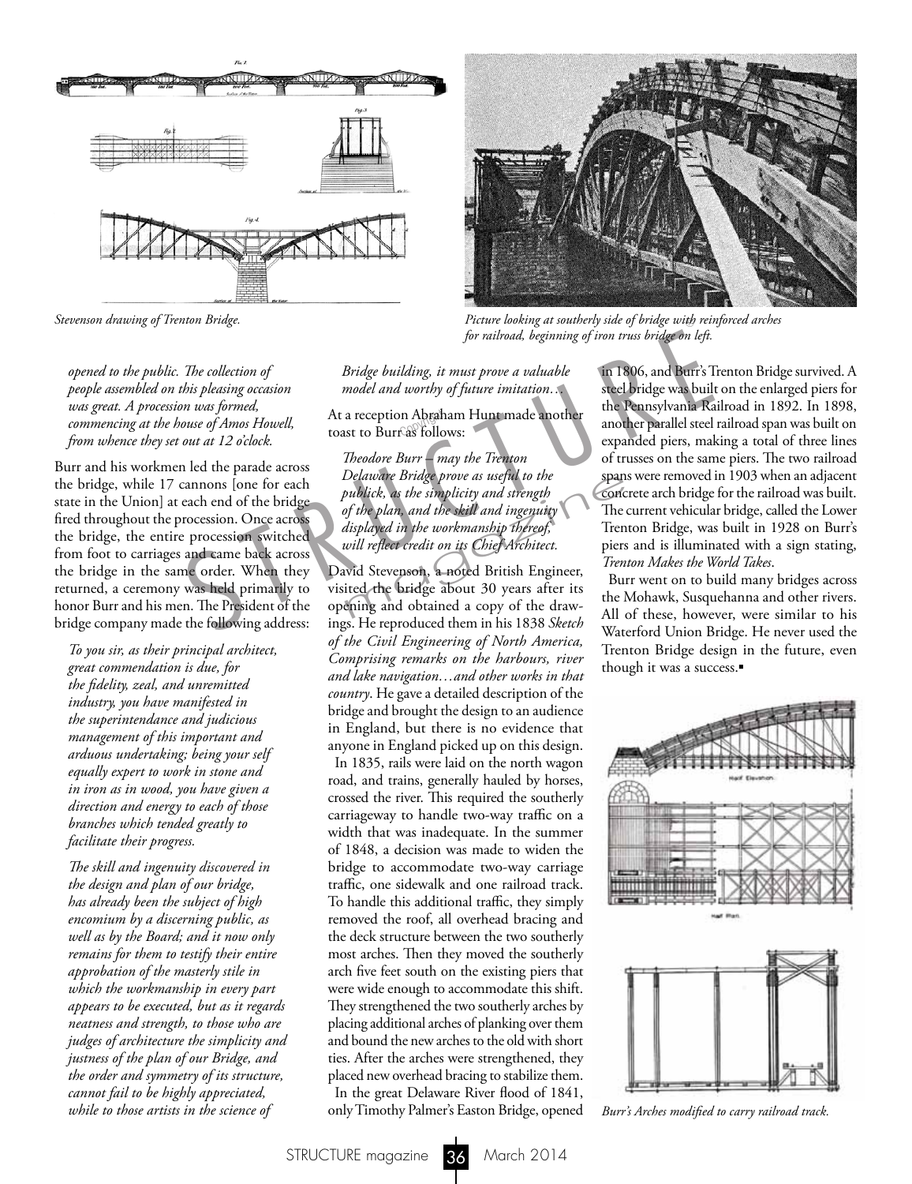Stevenson drawing of Trenton Bridge.

Picture looking at southerly side of bridge with reinforced arches for railroad, beginning of iron truss bridge on left.

*opened to the public. The collection of people assembled on this pleasing occasion was great. A procession was formed, commencing at the house of Amos Howell, from whence they set out at 12 o'clock.*

Burr and his workmen led the parade across the bridge, while 17 cannons [one for each state in the Union] at each end of the bridge fired throughout the procession. Once across the bridge, the entire procession switched from foot to carriages and came back across the bridge in the same order. When they returned, a ceremony was held primarily to honor Burr and his men. The President of the bridge company made the following address:

*To you sir, as their principal architect, great commendation is due, for the fidelity, zeal, and unremitted industry, you have manifested in the superintendance and judicious management of this important and arduous undertaking; being your self equally expert to work in stone and in iron as in wood, you have given a direction and energy to each of those branches which tended greatly to facilitate their progress.*

*The skill and ingenuity discovered in the design and plan of our bridge, has already been the subject of high encomium by a discerning public, as well as by the Board; and it now only remains for them to testify their entire approbation of the masterly stile in which the workmanship in every part appears to be executed, but as it regards neatness and strength, to those who are judges of architecture the simplicity and justness of the plan of our Bridge, and the order and symmetry of its structure, cannot fail to be highly appreciated, while to those artists in the science of Bridge building, it must prove a valuable model and worthy of future imitation…*

At a reception Abraham Hunt made another toast to Burr as follows:

*Theodore Burr – may the Trenton Delaware Bridge prove as useful to the publick, as the simplicity and strength of the plan, and the skill and ingenuity displayed in the workmanship thereof, will reflect credit on its Chief Architect.*

David Stevenson, a noted British Engineer, visited the bridge about 30 years after its opening and obtained a copy of the drawings. He reproduced them in his 1838 *Sketch of the Civil Engineering of North America, Comprising remarks on the harbours, river and lake navigation…and other works in that country*. He gave a detailed description of the bridge and brought the design to an audience in England, but there is no evidence that anyone in England picked up on this design.

In 1835, rails were laid on the north wagon road, and trains, generally hauled by horses, crossed the river. This required the southerly carriageway to handle two-way traffic on a width that was inadequate. In the summer of 1848, a decision was made to widen the bridge to accommodate two-way carriage traffic, one sidewalk and one railroad track. To handle this additional traffic, they simply removed the roof, all overhead bracing and the deck structure between the two southerly most arches. Then they moved the southerly arch five feet south on the existing piers that were wide enough to accommodate this shift. They strengthened the two southerly arches by placing additional arches of planking over them and bound the new arches to the old with short ties. After the arches were strengthened, they placed new overhead bracing to stabilize them.

In the great Delaware River flood of 1841, only Timothy Palmer's Easton Bridge, opened in 1806, and Burr's Trenton Bridge survived. A steel bridge was built on the enlarged piers for the Pennsylvania Railroad in 1892. In 1898, another parallel steel railroad span was built on expanded piers, making a total of three lines of trusses on the same piers. The two railroad spans were removed in 1903 when an adjacent concrete arch bridge for the railroad was built. The current vehicular bridge, called the Lower Trenton Bridge, was built in 1928 on Burr's piers and is illuminated with a sign stating, *Trenton Makes the World Takes*.

Burr went on to build many bridges across the Mohawk, Susquehanna and other rivers. All of these, however, were similar to his Waterford Union Bridge. He never used the Trenton Bridge design in the future, even though it was a success.▪

Burr's Arches modified to carry railroad track.